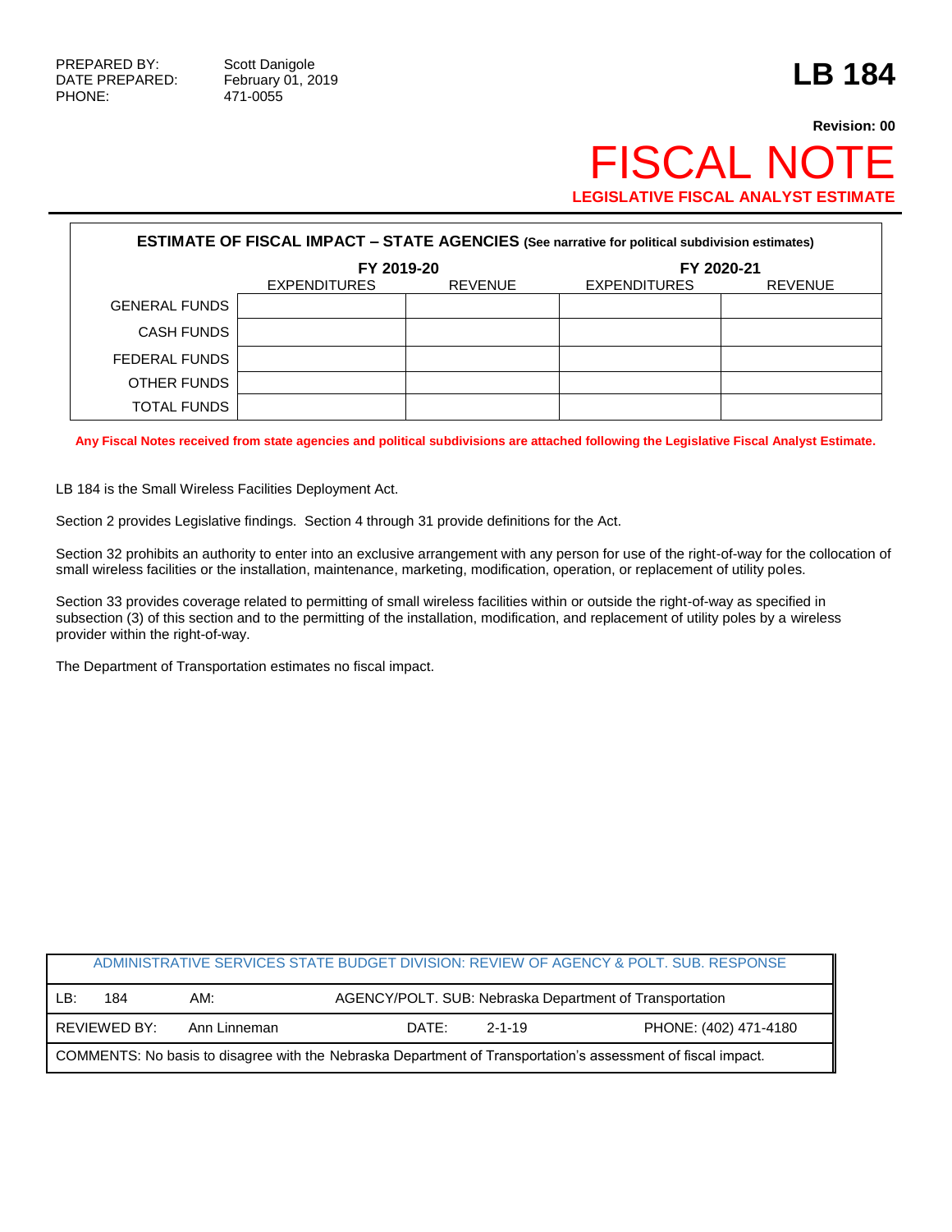PREPARED BY: Scott Danigole
DATE PREPARED: February 01, 2019
PHONE: 471-0055

# LB 184

**Revision: 00**

# FISCAL NOTE

**LEGISLATIVE FISCAL ANALYST ESTIMATE**

**ESTIMATE OF FISCAL IMPACT – STATE AGENCIES** (See narrative for political subdivision estimates)

| | FY 2019-20 | | FY 2020-21 | |
|---|---|---|---|---|
| | EXPENDITURES | REVENUE | EXPENDITURES | REVENUE |
| GENERAL FUNDS | | | | |
| CASH FUNDS | | | | |
| FEDERAL FUNDS | | | | |
| OTHER FUNDS | | | | |
| TOTAL FUNDS | | | | |

**Any Fiscal Notes received from state agencies and political subdivisions are attached following the Legislative Fiscal Analyst Estimate.**

LB 184 is the Small Wireless Facilities Deployment Act.

Section 2 provides Legislative findings. Section 4 through 31 provide definitions for the Act.

Section 32 prohibits an authority to enter into an exclusive arrangement with any person for use of the right-of-way for the collocation of small wireless facilities or the installation, maintenance, marketing, modification, operation, or replacement of utility poles.

Section 33 provides coverage related to permitting of small wireless facilities within or outside the right-of-way as specified in subsection (3) of this section and to the permitting of the installation, modification, and replacement of utility poles by a wireless provider within the right-of-way.

The Department of Transportation estimates no fiscal impact.

| ADMINISTRATIVE SERVICES STATE BUDGET DIVISION: REVIEW OF AGENCY & POLT. SUB. RESPONSE | | | |
|---|---|---|---|
| LB: 184 | AM: | AGENCY/POLT. SUB: Nebraska Department of Transportation | |
| REVIEWED BY: Ann Linneman | | DATE: 2-1-19 | PHONE: (402) 471-4180 |
| COMMENTS: No basis to disagree with the Nebraska Department of Transportation's assessment of fiscal impact. | | | |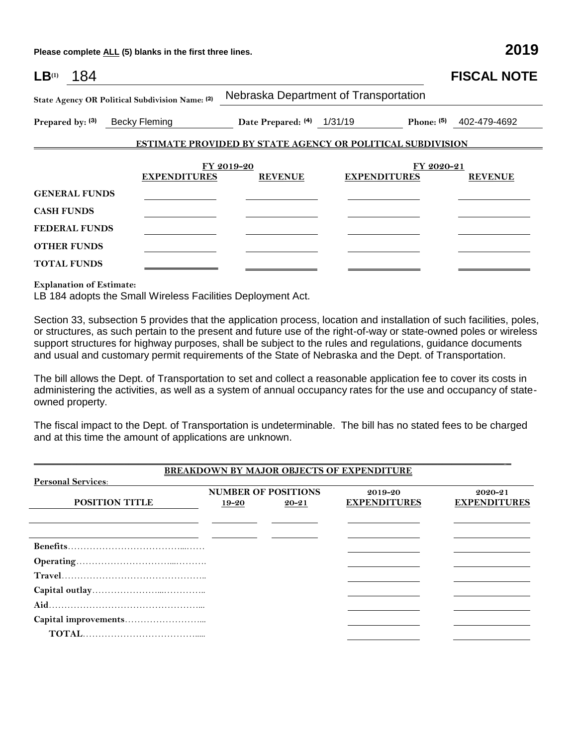Please complete **ALL** (5) blanks in the first three lines. **2019**

**LB**(1) 184 **FISCAL NOTE**

**State Agency OR Political Subdivision Name:** (2) Nebraska Department of Transportation

**Prepared by:** (3) Becky Fleming **Date Prepared:** (4) 1/31/19 **Phone:** (5) 402-479-4692

## ESTIMATE PROVIDED BY STATE AGENCY OR POLITICAL SUBDIVISION

| | FY 2019-20 | | FY 2020-21 | |
|---|---|---|---|---|
| | **EXPENDITURES** | **REVENUE** | **EXPENDITURES** | **REVENUE** |
| **GENERAL FUNDS** | | | | |
| **CASH FUNDS** | | | | |
| **FEDERAL FUNDS** | | | | |
| **OTHER FUNDS** | | | | |
| **TOTAL FUNDS** | | | | |

**Explanation of Estimate:**

LB 184 adopts the Small Wireless Facilities Deployment Act.

Section 33, subsection 5 provides that the application process, location and installation of such facilities, poles, or structures, as such pertain to the present and future use of the right-of-way or state-owned poles or wireless support structures for highway purposes, shall be subject to the rules and regulations, guidance documents and usual and customary permit requirements of the State of Nebraska and the Dept. of Transportation.

The bill allows the Dept. of Transportation to set and collect a reasonable application fee to cover its costs in administering the activities, as well as a system of annual occupancy rates for the use and occupancy of state-owned property.

The fiscal impact to the Dept. of Transportation is undeterminable. The bill has no stated fees to be charged and at this time the amount of applications are unknown.

## BREAKDOWN BY MAJOR OBJECTS OF EXPENDITURE

**Personal Services:**

| **POSITION TITLE** | **NUMBER OF POSITIONS 19-20** | **NUMBER OF POSITIONS 20-21** | **2019-20 EXPENDITURES** | **2020-21 EXPENDITURES** |
|---|---|---|---|---|
| | | | | |
| | | | | |
| **Benefits** | | | | |
| **Operating** | | | | |
| **Travel** | | | | |
| **Capital outlay** | | | | |
| **Aid** | | | | |
| **Capital improvements** | | | | |
| **TOTAL** | | | | |